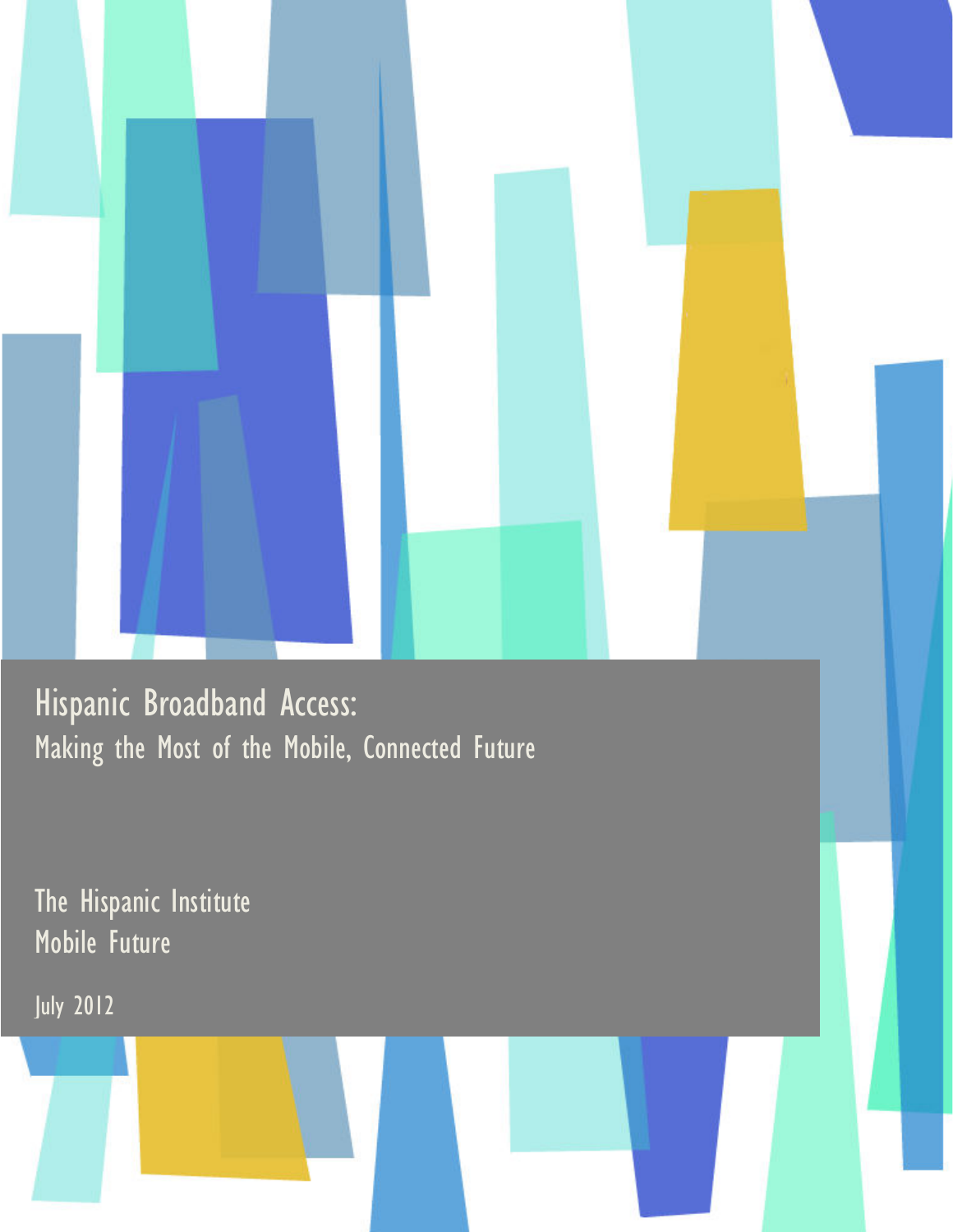# Hispanic Broadband Access:

## Making the Most of the Mobile, Connected Future

The Hispanic Institute

Mobile Future

July 2012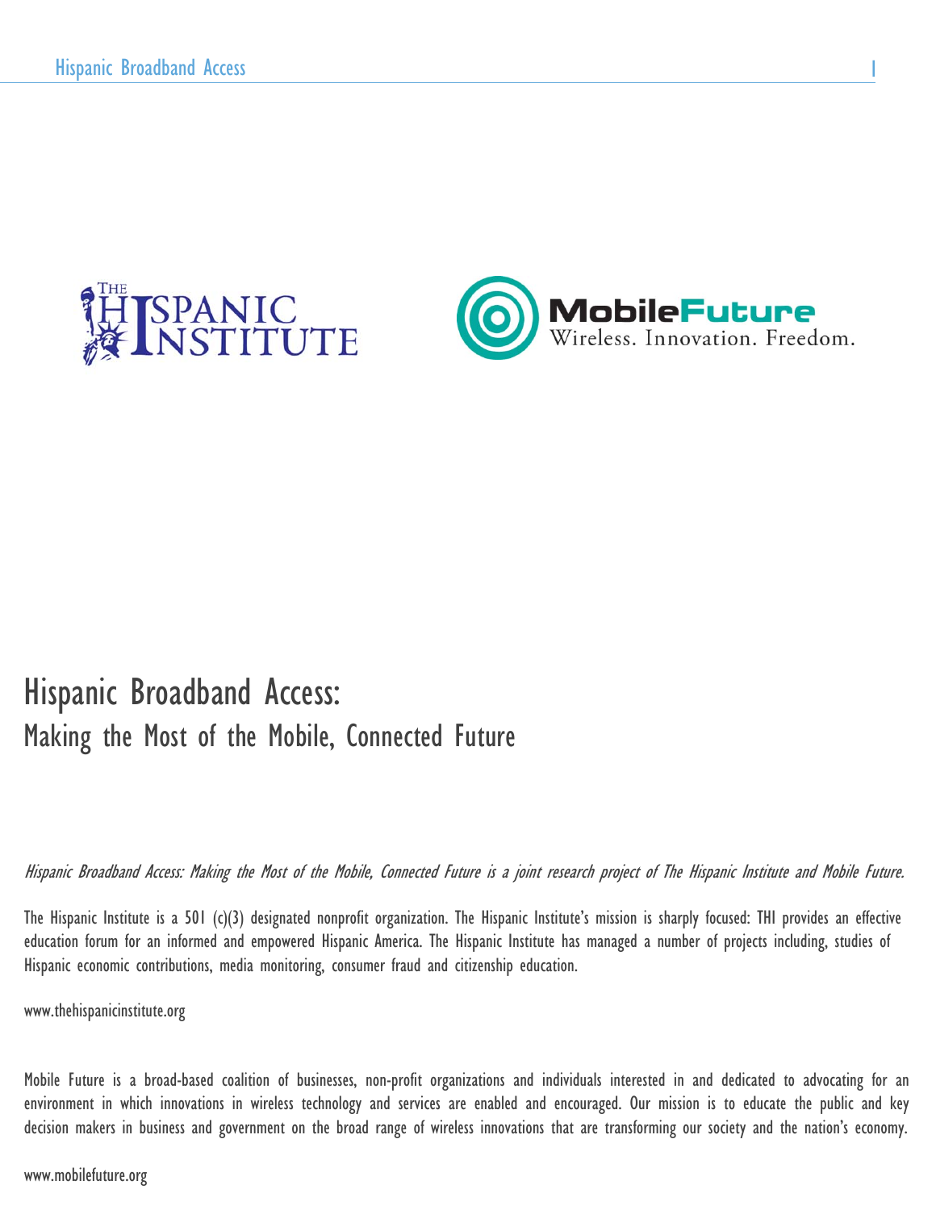# Hispanic Broadband Access:

## Making the Most of the Mobile, Connected Future

*Hispanic Broadband Access: Making the Most of the Mobile, Connected Future is a joint research project of The Hispanic Institute and Mobile Future.*

The Hispanic Institute is a 501 (c)(3) designated nonprofit organization. The Hispanic Institute's mission is sharply focused: THI provides an effective education forum for an informed and empowered Hispanic America. The Hispanic Institute has managed a number of projects including, studies of Hispanic economic contributions, media monitoring, consumer fraud and citizenship education.

www.thehispanicinstitute.org

Mobile Future is a broad-based coalition of businesses, non-profit organizations and individuals interested in and dedicated to advocating for an environment in which innovations in wireless technology and services are enabled and encouraged. Our mission is to educate the public and key decision makers in business and government on the broad range of wireless innovations that are transforming our society and the nation's economy.

www.mobilefuture.org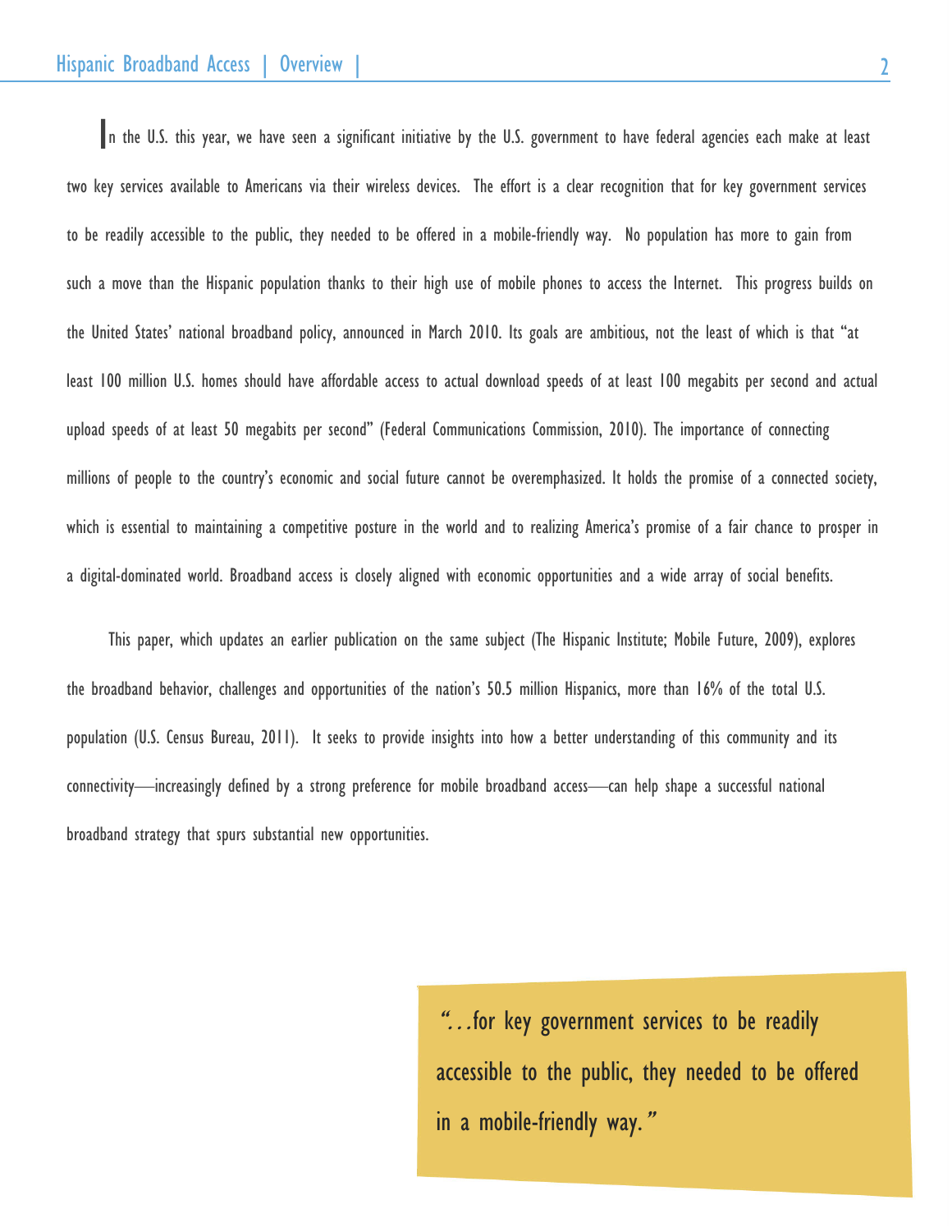In the U.S. this year, we have seen a significant initiative by the U.S. government to have federal agencies each make at least two key services available to Americans via their wireless devices. The effort is a clear recognition that for key government services to be readily accessible to the public, they needed to be offered in a mobile-friendly way. No population has more to gain from such a move than the Hispanic population thanks to their high use of mobile phones to access the Internet. This progress builds on the United States' national broadband policy, announced in March 2010. Its goals are ambitious, not the least of which is that "at least 100 million U.S. homes should have affordable access to actual download speeds of at least 100 megabits per second and actual upload speeds of at least 50 megabits per second" (Federal Communications Commission, 2010). The importance of connecting millions of people to the country's economic and social future cannot be overemphasized. It holds the promise of a connected society, which is essential to maintaining a competitive posture in the world and to realizing America's promise of a fair chance to prosper in a digital-dominated world. Broadband access is closely aligned with economic opportunities and a wide array of social benefits.

This paper, which updates an earlier publication on the same subject (The Hispanic Institute; Mobile Future, 2009), explores the broadband behavior, challenges and opportunities of the nation's 50.5 million Hispanics, more than 16% of the total U.S. population (U.S. Census Bureau, 2011). It seeks to provide insights into how a better understanding of this community and its connectivity—increasingly defined by a strong preference for mobile broadband access—can help shape a successful national broadband strategy that spurs substantial new opportunities.

> *"…for key government services to be readily accessible to the public, they needed to be offered in a mobile-friendly way."*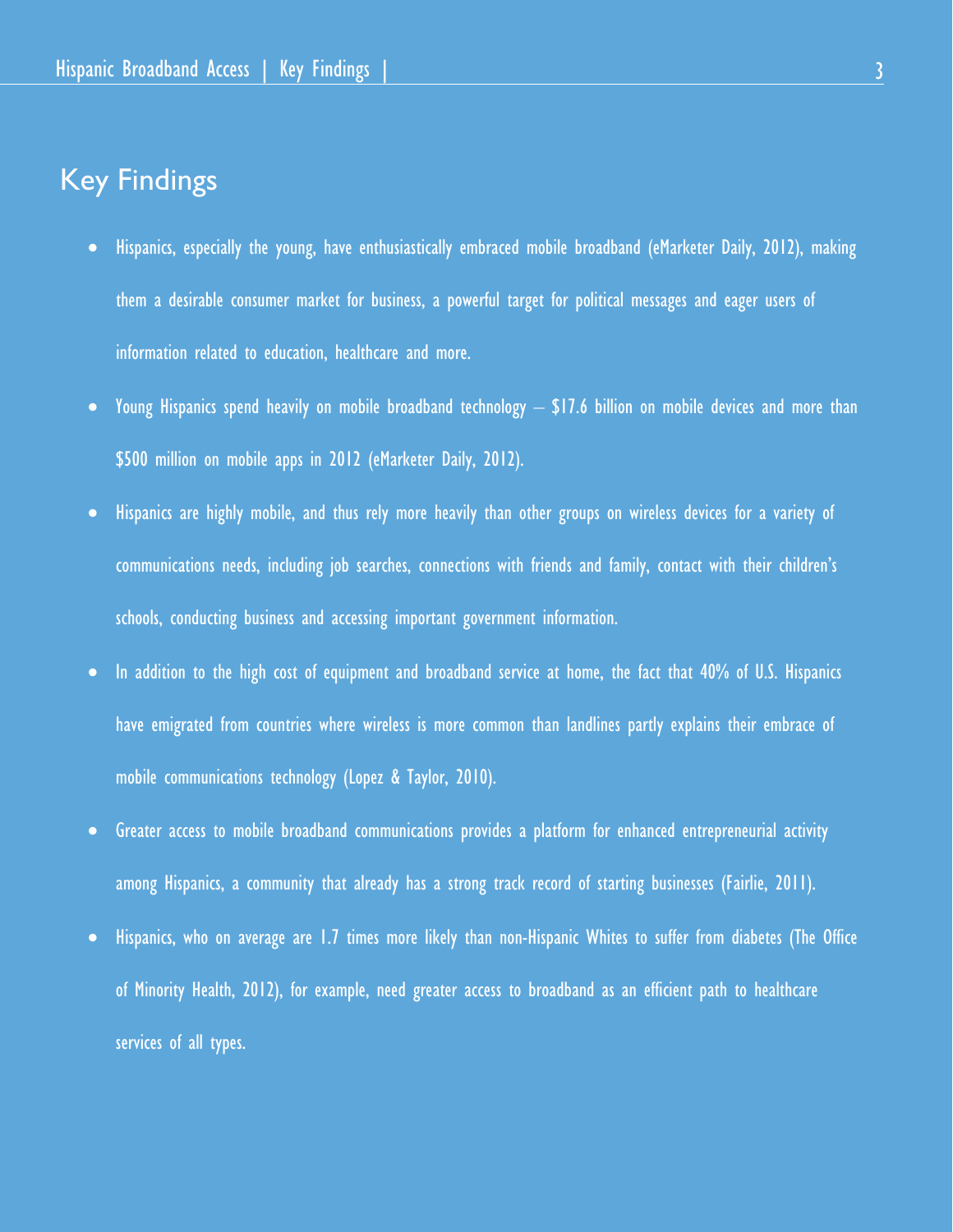# Key Findings

- Hispanics, especially the young, have enthusiastically embraced mobile broadband (eMarketer Daily, 2012), making them a desirable consumer market for business, a powerful target for political messages and eager users of information related to education, healthcare and more.
- Young Hispanics spend heavily on mobile broadband technology – $17.6 billion on mobile devices and more than $500 million on mobile apps in 2012 (eMarketer Daily, 2012).
- Hispanics are highly mobile, and thus rely more heavily than other groups on wireless devices for a variety of communications needs, including job searches, connections with friends and family, contact with their children's schools, conducting business and accessing important government information.
- In addition to the high cost of equipment and broadband service at home, the fact that 40% of U.S. Hispanics have emigrated from countries where wireless is more common than landlines partly explains their embrace of mobile communications technology (Lopez & Taylor, 2010).
- Greater access to mobile broadband communications provides a platform for enhanced entrepreneurial activity among Hispanics, a community that already has a strong track record of starting businesses (Fairlie, 2011).
- Hispanics, who on average are 1.7 times more likely than non-Hispanic Whites to suffer from diabetes (The Office of Minority Health, 2012), for example, need greater access to broadband as an efficient path to healthcare services of all types.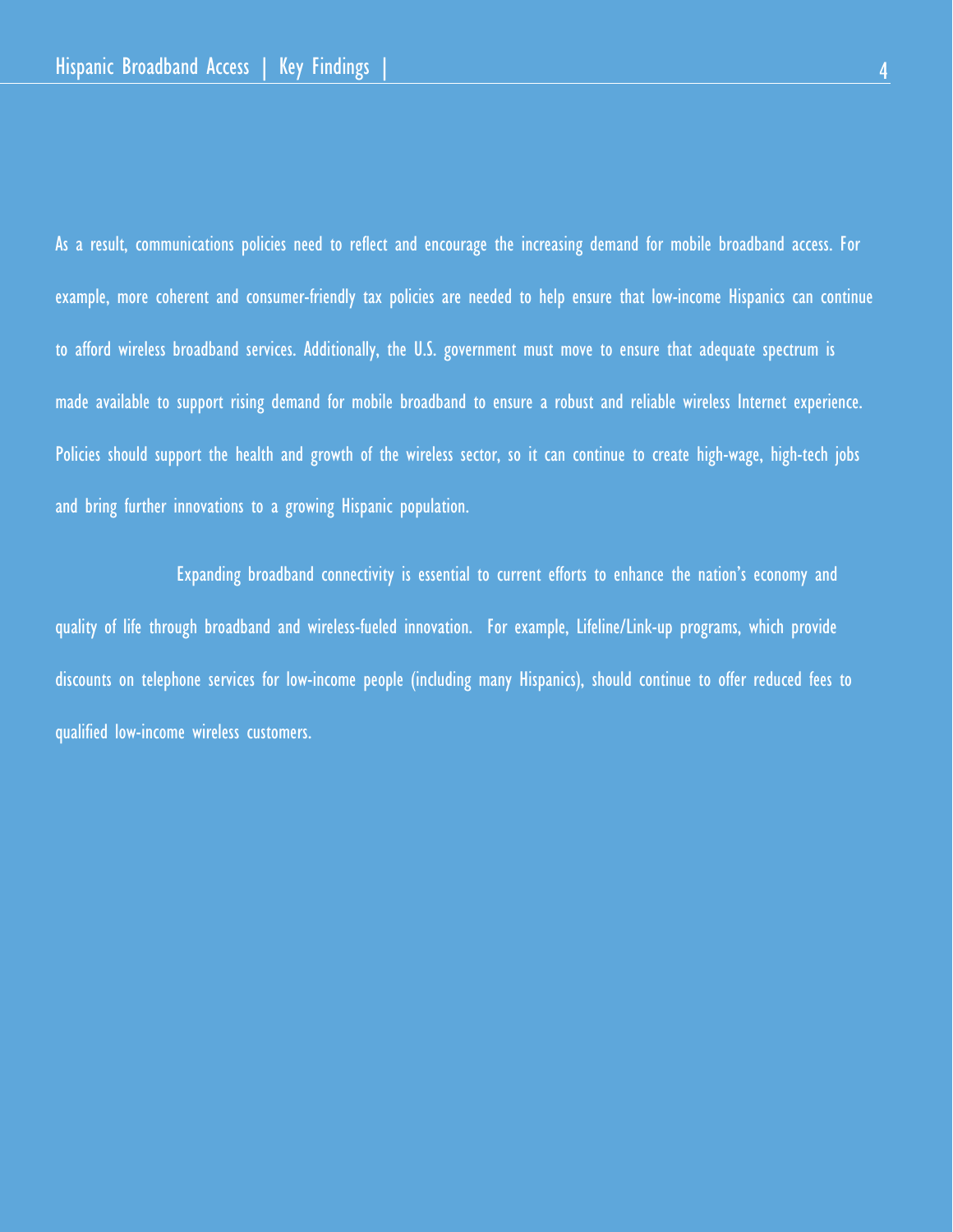As a result, communications policies need to reflect and encourage the increasing demand for mobile broadband access. For example, more coherent and consumer-friendly tax policies are needed to help ensure that low-income Hispanics can continue to afford wireless broadband services. Additionally, the U.S. government must move to ensure that adequate spectrum is made available to support rising demand for mobile broadband to ensure a robust and reliable wireless Internet experience. Policies should support the health and growth of the wireless sector, so it can continue to create high-wage, high-tech jobs and bring further innovations to a growing Hispanic population.

Expanding broadband connectivity is essential to current efforts to enhance the nation's economy and quality of life through broadband and wireless-fueled innovation. For example, Lifeline/Link-up programs, which provide discounts on telephone services for low-income people (including many Hispanics), should continue to offer reduced fees to qualified low-income wireless customers.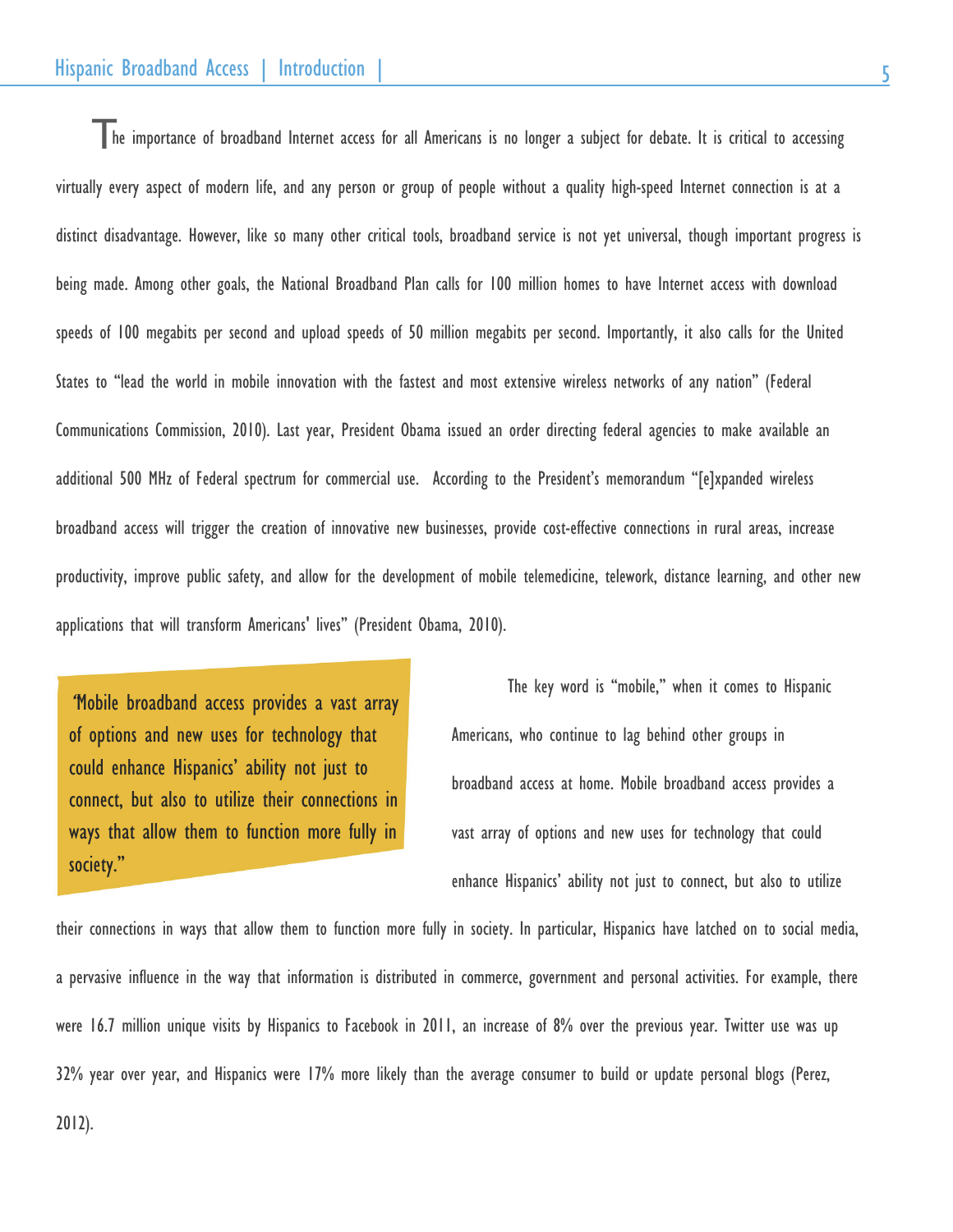The importance of broadband Internet access for all Americans is no longer a subject for debate. It is critical to accessing virtually every aspect of modern life, and any person or group of people without a quality high-speed Internet connection is at a distinct disadvantage. However, like so many other critical tools, broadband service is not yet universal, though important progress is being made. Among other goals, the National Broadband Plan calls for 100 million homes to have Internet access with download speeds of 100 megabits per second and upload speeds of 50 million megabits per second. Importantly, it also calls for the United States to "lead the world in mobile innovation with the fastest and most extensive wireless networks of any nation" (Federal Communications Commission, 2010). Last year, President Obama issued an order directing federal agencies to make available an additional 500 MHz of Federal spectrum for commercial use. According to the President's memorandum "[e]xpanded wireless broadband access will trigger the creation of innovative new businesses, provide cost-effective connections in rural areas, increase productivity, improve public safety, and allow for the development of mobile telemedicine, telework, distance learning, and other new applications that will transform Americans' lives" (President Obama, 2010).

> "Mobile broadband access provides a vast array of options and new uses for technology that could enhance Hispanics' ability not just to connect, but also to utilize their connections in ways that allow them to function more fully in society."

The key word is "mobile," when it comes to Hispanic Americans, who continue to lag behind other groups in broadband access at home. Mobile broadband access provides a vast array of options and new uses for technology that could enhance Hispanics' ability not just to connect, but also to utilize their connections in ways that allow them to function more fully in society. In particular, Hispanics have latched on to social media, a pervasive influence in the way that information is distributed in commerce, government and personal activities. For example, there were 16.7 million unique visits by Hispanics to Facebook in 2011, an increase of 8% over the previous year. Twitter use was up 32% year over year, and Hispanics were 17% more likely than the average consumer to build or update personal blogs (Perez, 2012).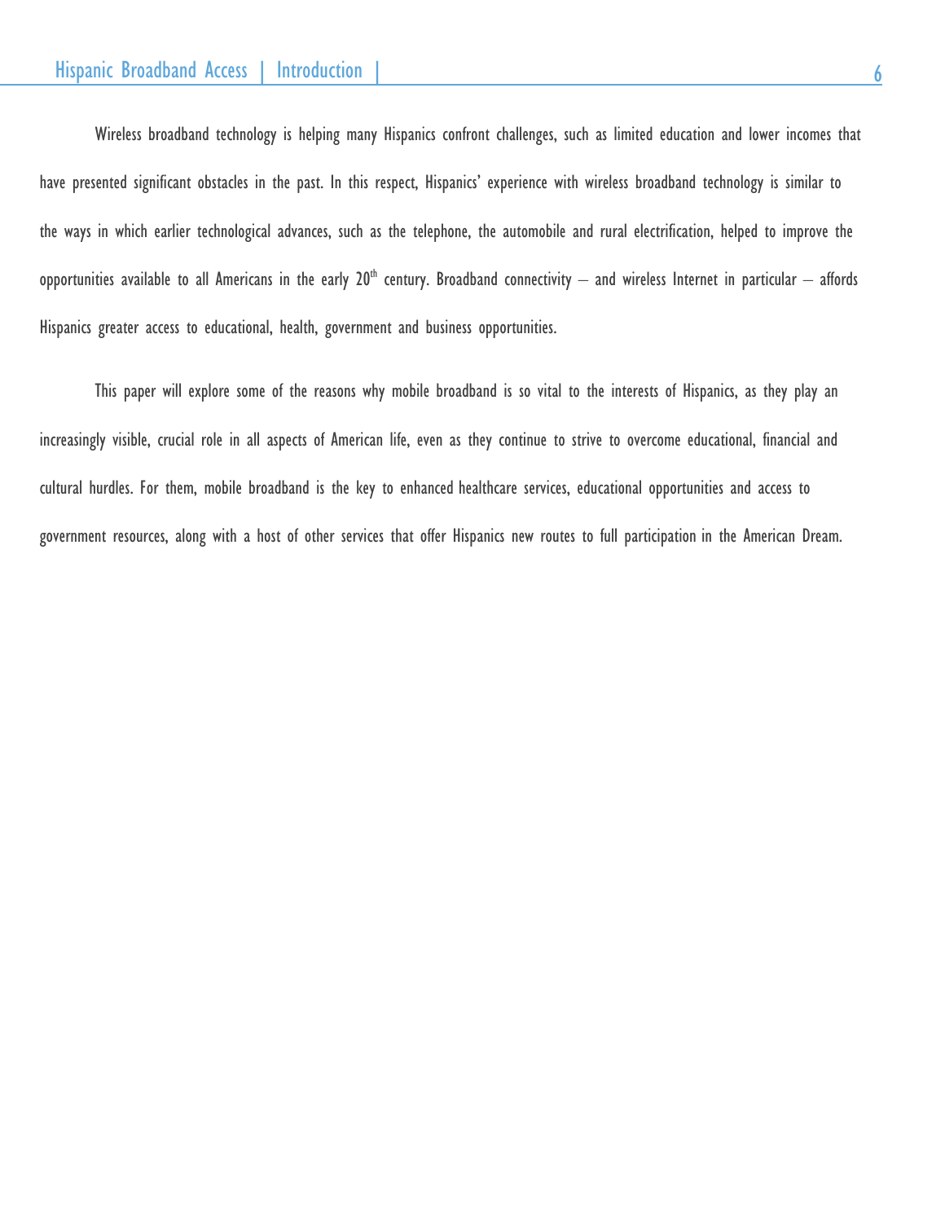Wireless broadband technology is helping many Hispanics confront challenges, such as limited education and lower incomes that have presented significant obstacles in the past. In this respect, Hispanics' experience with wireless broadband technology is similar to the ways in which earlier technological advances, such as the telephone, the automobile and rural electrification, helped to improve the opportunities available to all Americans in the early 20th century. Broadband connectivity – and wireless Internet in particular – affords Hispanics greater access to educational, health, government and business opportunities.

This paper will explore some of the reasons why mobile broadband is so vital to the interests of Hispanics, as they play an increasingly visible, crucial role in all aspects of American life, even as they continue to strive to overcome educational, financial and cultural hurdles. For them, mobile broadband is the key to enhanced healthcare services, educational opportunities and access to government resources, along with a host of other services that offer Hispanics new routes to full participation in the American Dream.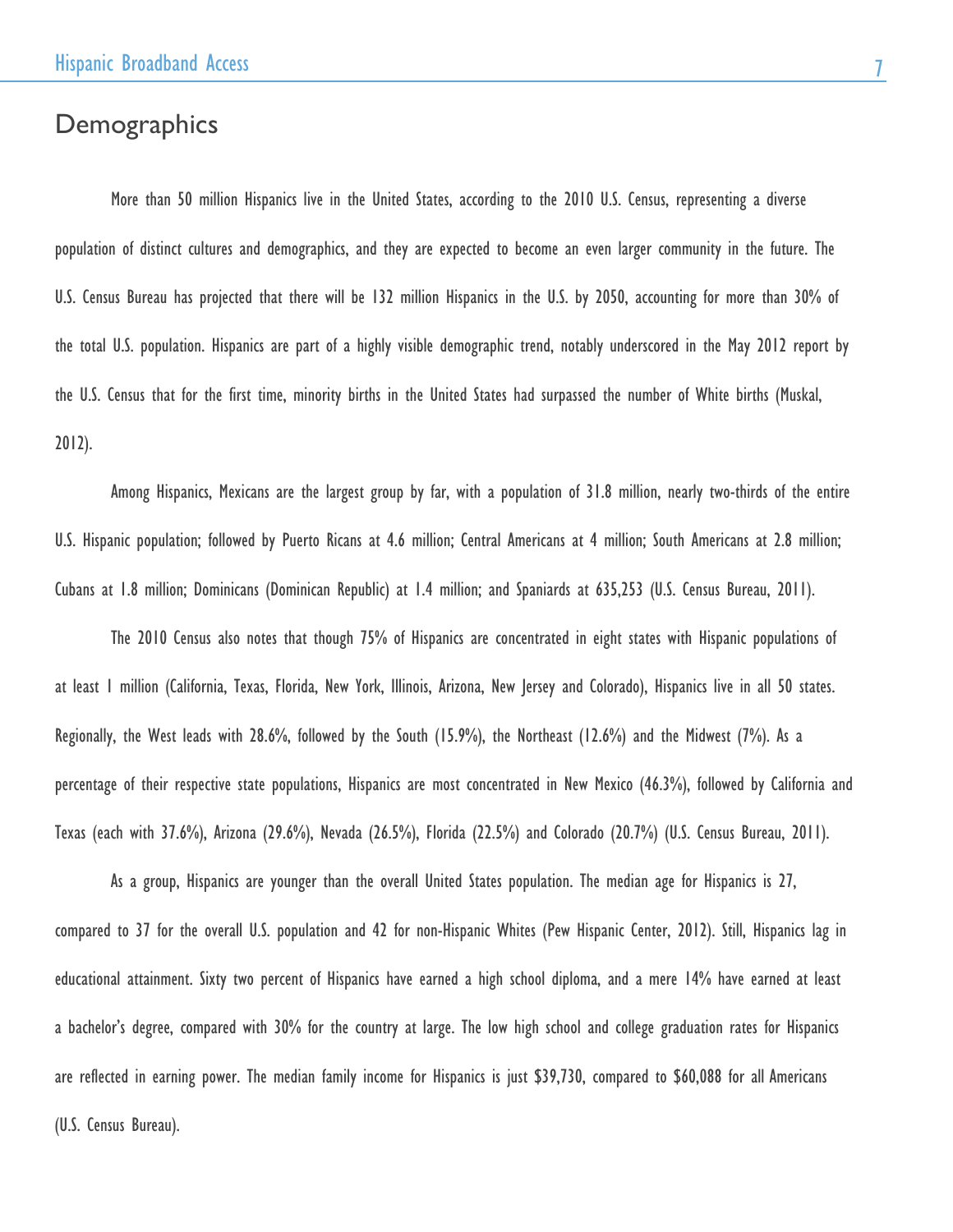## Demographics

More than 50 million Hispanics live in the United States, according to the 2010 U.S. Census, representing a diverse population of distinct cultures and demographics, and they are expected to become an even larger community in the future. The U.S. Census Bureau has projected that there will be 132 million Hispanics in the U.S. by 2050, accounting for more than 30% of the total U.S. population. Hispanics are part of a highly visible demographic trend, notably underscored in the May 2012 report by the U.S. Census that for the first time, minority births in the United States had surpassed the number of White births (Muskal, 2012).

Among Hispanics, Mexicans are the largest group by far, with a population of 31.8 million, nearly two-thirds of the entire U.S. Hispanic population; followed by Puerto Ricans at 4.6 million; Central Americans at 4 million; South Americans at 2.8 million; Cubans at 1.8 million; Dominicans (Dominican Republic) at 1.4 million; and Spaniards at 635,253 (U.S. Census Bureau, 2011).

The 2010 Census also notes that though 75% of Hispanics are concentrated in eight states with Hispanic populations of at least 1 million (California, Texas, Florida, New York, Illinois, Arizona, New Jersey and Colorado), Hispanics live in all 50 states. Regionally, the West leads with 28.6%, followed by the South (15.9%), the Northeast (12.6%) and the Midwest (7%). As a percentage of their respective state populations, Hispanics are most concentrated in New Mexico (46.3%), followed by California and Texas (each with 37.6%), Arizona (29.6%), Nevada (26.5%), Florida (22.5%) and Colorado (20.7%) (U.S. Census Bureau, 2011).

As a group, Hispanics are younger than the overall United States population. The median age for Hispanics is 27, compared to 37 for the overall U.S. population and 42 for non-Hispanic Whites (Pew Hispanic Center, 2012). Still, Hispanics lag in educational attainment. Sixty two percent of Hispanics have earned a high school diploma, and a mere 14% have earned at least a bachelor's degree, compared with 30% for the country at large. The low high school and college graduation rates for Hispanics are reflected in earning power. The median family income for Hispanics is just $39,730, compared to $60,088 for all Americans (U.S. Census Bureau).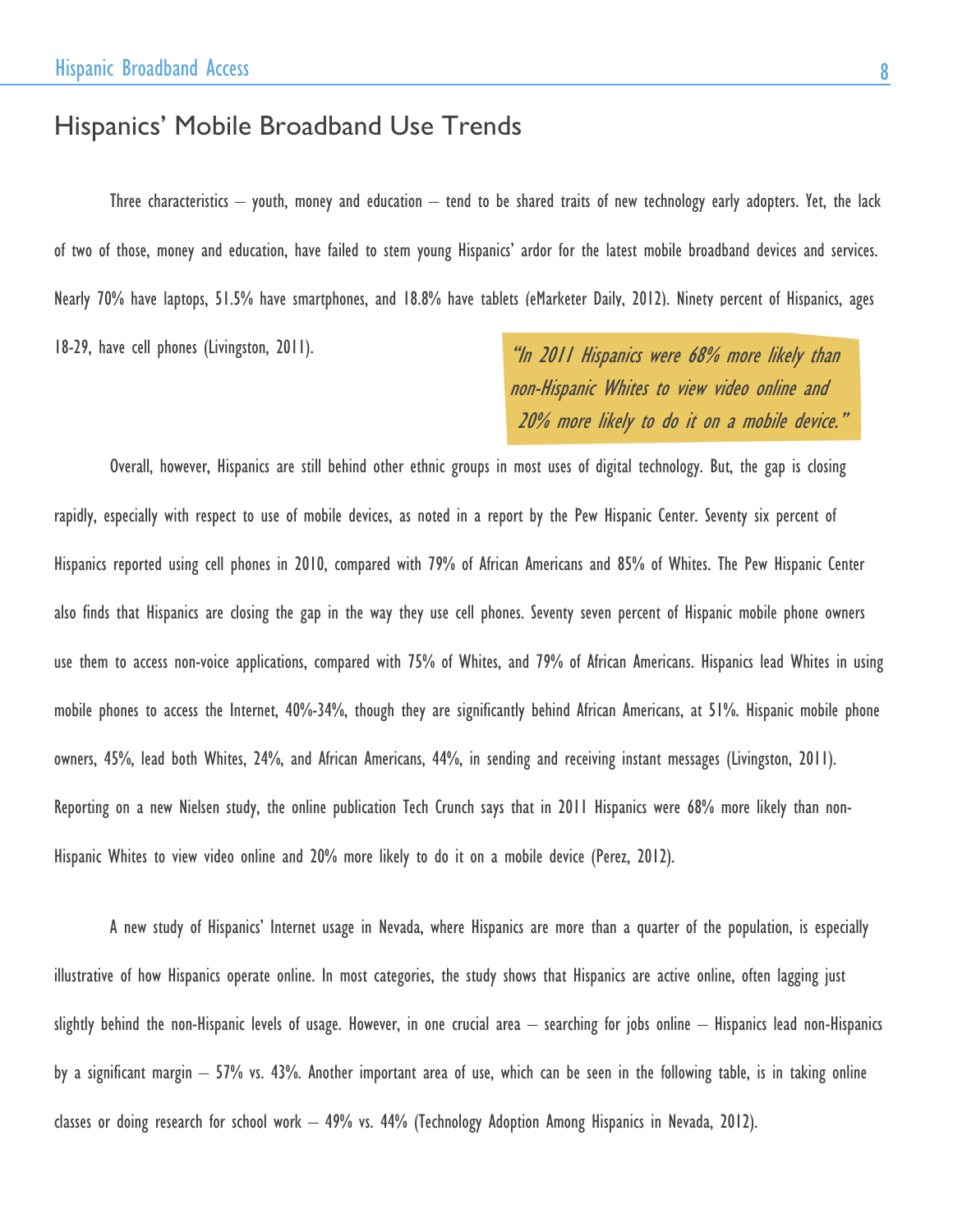## Hispanics' Mobile Broadband Use Trends

Three characteristics – youth, money and education – tend to be shared traits of new technology early adopters. Yet, the lack of two of those, money and education, have failed to stem young Hispanics' ardor for the latest mobile broadband devices and services. Nearly 70% have laptops, 51.5% have smartphones, and 18.8% have tablets (eMarketer Daily, 2012). Ninety percent of Hispanics, ages 18-29, have cell phones (Livingston, 2011).

> *"In 2011 Hispanics were 68% more likely than non-Hispanic Whites to view video online and 20% more likely to do it on a mobile device."*

Overall, however, Hispanics are still behind other ethnic groups in most uses of digital technology. But, the gap is closing rapidly, especially with respect to use of mobile devices, as noted in a report by the Pew Hispanic Center. Seventy six percent of Hispanics reported using cell phones in 2010, compared with 79% of African Americans and 85% of Whites. The Pew Hispanic Center also finds that Hispanics are closing the gap in the way they use cell phones. Seventy seven percent of Hispanic mobile phone owners use them to access non-voice applications, compared with 75% of Whites, and 79% of African Americans. Hispanics lead Whites in using mobile phones to access the Internet, 40%-34%, though they are significantly behind African Americans, at 51%. Hispanic mobile phone owners, 45%, lead both Whites, 24%, and African Americans, 44%, in sending and receiving instant messages (Livingston, 2011). Reporting on a new Nielsen study, the online publication Tech Crunch says that in 2011 Hispanics were 68% more likely than non-Hispanic Whites to view video online and 20% more likely to do it on a mobile device (Perez, 2012).

A new study of Hispanics' Internet usage in Nevada, where Hispanics are more than a quarter of the population, is especially illustrative of how Hispanics operate online. In most categories, the study shows that Hispanics are active online, often lagging just slightly behind the non-Hispanic levels of usage. However, in one crucial area – searching for jobs online – Hispanics lead non-Hispanics by a significant margin – 57% vs. 43%. Another important area of use, which can be seen in the following table, is in taking online classes or doing research for school work – 49% vs. 44% (Technology Adoption Among Hispanics in Nevada, 2012).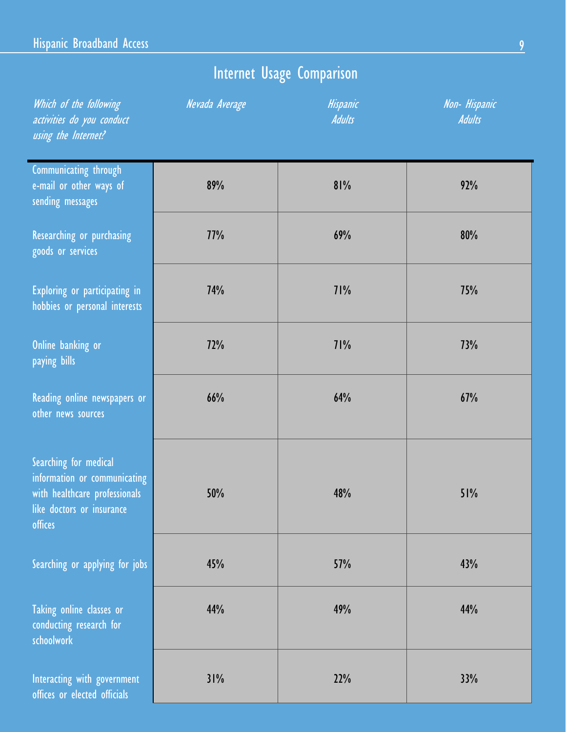## Internet Usage Comparison

| *Which of the following activities do you conduct using the Internet?* | *Nevada Average* | *Hispanic Adults* | *Non- Hispanic Adults* |
|---|---|---|---|
| Communicating through e-mail or other ways of sending messages | 89% | 81% | 92% |
| Researching or purchasing goods or services | 77% | 69% | 80% |
| Exploring or participating in hobbies or personal interests | 74% | 71% | 75% |
| Online banking or paying bills | 72% | 71% | 73% |
| Reading online newspapers or other news sources | 66% | 64% | 67% |
| Searching for medical information or communicating with healthcare professionals like doctors or insurance offices | 50% | 48% | 51% |
| Searching or applying for jobs | 45% | 57% | 43% |
| Taking online classes or conducting research for schoolwork | 44% | 49% | 44% |
| Interacting with government offices or elected officials | 31% | 22% | 33% |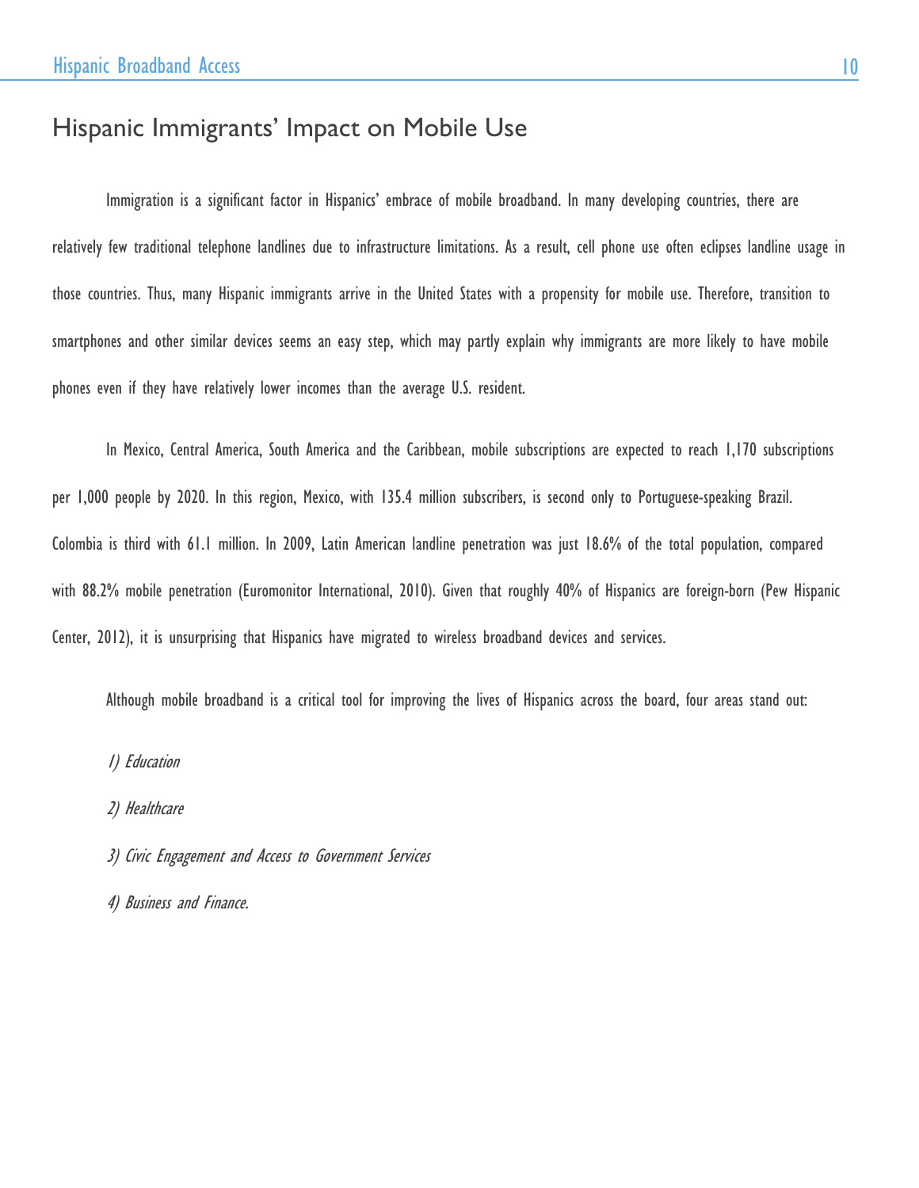## Hispanic Immigrants' Impact on Mobile Use

Immigration is a significant factor in Hispanics' embrace of mobile broadband. In many developing countries, there are relatively few traditional telephone landlines due to infrastructure limitations. As a result, cell phone use often eclipses landline usage in those countries. Thus, many Hispanic immigrants arrive in the United States with a propensity for mobile use. Therefore, transition to smartphones and other similar devices seems an easy step, which may partly explain why immigrants are more likely to have mobile phones even if they have relatively lower incomes than the average U.S. resident.

In Mexico, Central America, South America and the Caribbean, mobile subscriptions are expected to reach 1,170 subscriptions per 1,000 people by 2020. In this region, Mexico, with 135.4 million subscribers, is second only to Portuguese-speaking Brazil. Colombia is third with 61.1 million. In 2009, Latin American landline penetration was just 18.6% of the total population, compared with 88.2% mobile penetration (Euromonitor International, 2010). Given that roughly 40% of Hispanics are foreign-born (Pew Hispanic Center, 2012), it is unsurprising that Hispanics have migrated to wireless broadband devices and services.

Although mobile broadband is a critical tool for improving the lives of Hispanics across the board, four areas stand out:

*1) Education*

*2) Healthcare*

*3) Civic Engagement and Access to Government Services*

*4) Business and Finance.*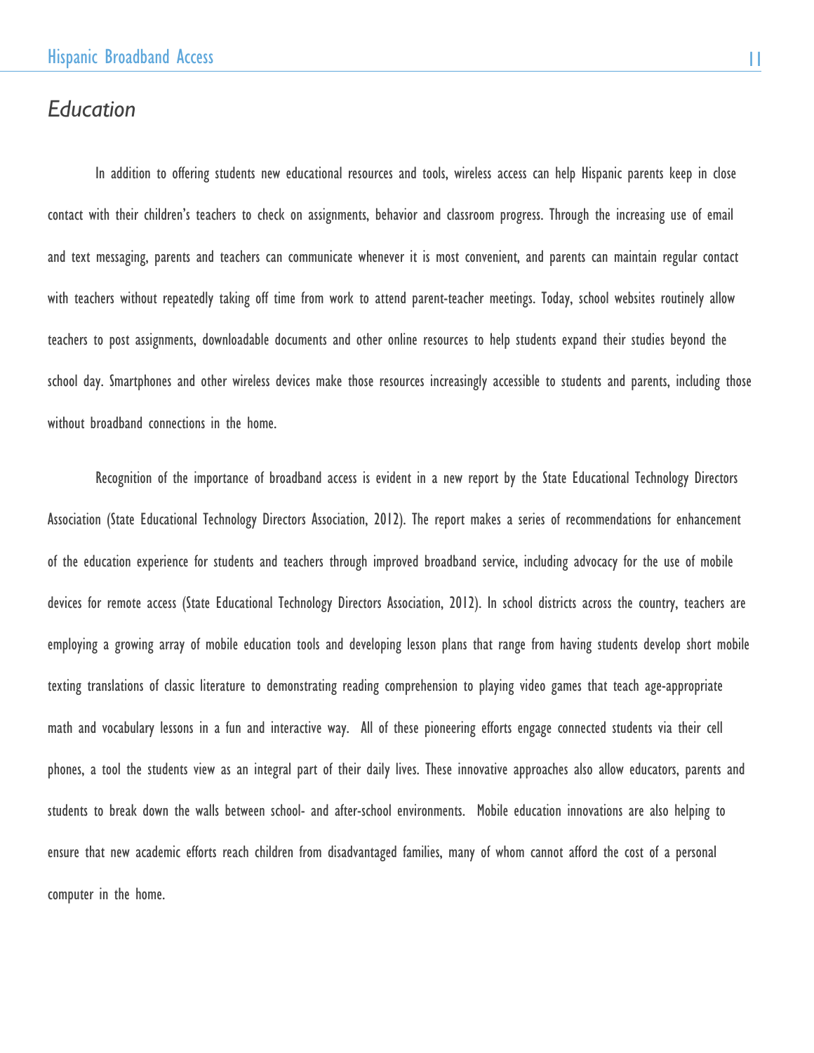## *Education*

In addition to offering students new educational resources and tools, wireless access can help Hispanic parents keep in close contact with their children's teachers to check on assignments, behavior and classroom progress. Through the increasing use of email and text messaging, parents and teachers can communicate whenever it is most convenient, and parents can maintain regular contact with teachers without repeatedly taking off time from work to attend parent-teacher meetings. Today, school websites routinely allow teachers to post assignments, downloadable documents and other online resources to help students expand their studies beyond the school day. Smartphones and other wireless devices make those resources increasingly accessible to students and parents, including those without broadband connections in the home.

Recognition of the importance of broadband access is evident in a new report by the State Educational Technology Directors Association (State Educational Technology Directors Association, 2012). The report makes a series of recommendations for enhancement of the education experience for students and teachers through improved broadband service, including advocacy for the use of mobile devices for remote access (State Educational Technology Directors Association, 2012). In school districts across the country, teachers are employing a growing array of mobile education tools and developing lesson plans that range from having students develop short mobile texting translations of classic literature to demonstrating reading comprehension to playing video games that teach age-appropriate math and vocabulary lessons in a fun and interactive way. All of these pioneering efforts engage connected students via their cell phones, a tool the students view as an integral part of their daily lives. These innovative approaches also allow educators, parents and students to break down the walls between school- and after-school environments. Mobile education innovations are also helping to ensure that new academic efforts reach children from disadvantaged families, many of whom cannot afford the cost of a personal computer in the home.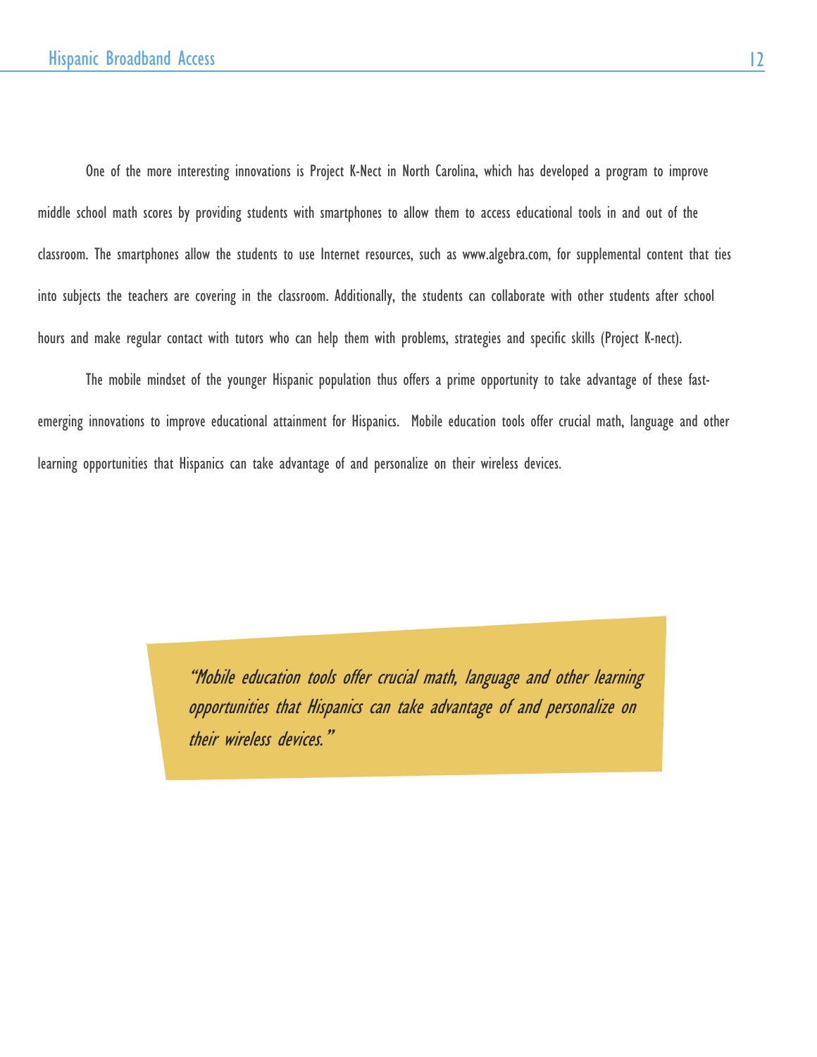One of the more interesting innovations is Project K-Nect in North Carolina, which has developed a program to improve middle school math scores by providing students with smartphones to allow them to access educational tools in and out of the classroom. The smartphones allow the students to use Internet resources, such as www.algebra.com, for supplemental content that ties into subjects the teachers are covering in the classroom. Additionally, the students can collaborate with other students after school hours and make regular contact with tutors who can help them with problems, strategies and specific skills (Project K-nect).

The mobile mindset of the younger Hispanic population thus offers a prime opportunity to take advantage of these fast-emerging innovations to improve educational attainment for Hispanics. Mobile education tools offer crucial math, language and other learning opportunities that Hispanics can take advantage of and personalize on their wireless devices.

> *"Mobile education tools offer crucial math, language and other learning opportunities that Hispanics can take advantage of and personalize on their wireless devices."*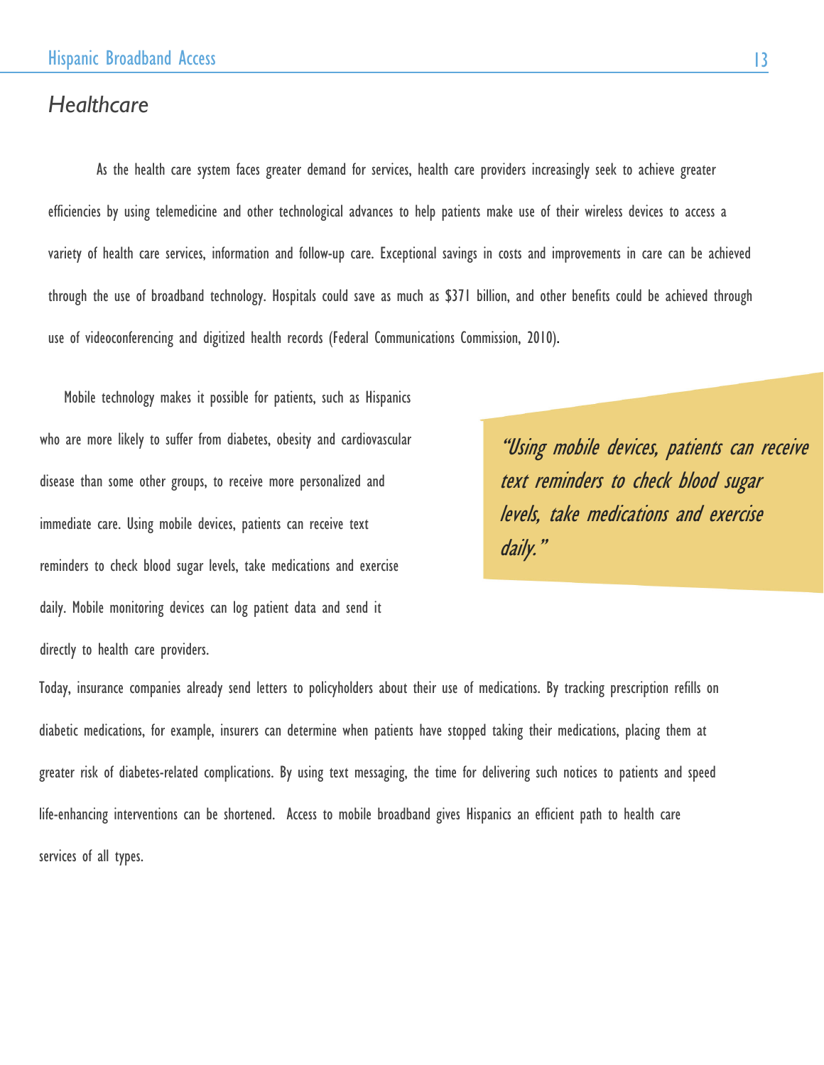## *Healthcare*

As the health care system faces greater demand for services, health care providers increasingly seek to achieve greater efficiencies by using telemedicine and other technological advances to help patients make use of their wireless devices to access a variety of health care services, information and follow-up care. Exceptional savings in costs and improvements in care can be achieved through the use of broadband technology. Hospitals could save as much as $371 billion, and other benefits could be achieved through use of videoconferencing and digitized health records (Federal Communications Commission, 2010).

Mobile technology makes it possible for patients, such as Hispanics who are more likely to suffer from diabetes, obesity and cardiovascular disease than some other groups, to receive more personalized and immediate care. Using mobile devices, patients can receive text reminders to check blood sugar levels, take medications and exercise daily. Mobile monitoring devices can log patient data and send it directly to health care providers.

> *"Using mobile devices, patients can receive text reminders to check blood sugar levels, take medications and exercise daily."*

Today, insurance companies already send letters to policyholders about their use of medications. By tracking prescription refills on diabetic medications, for example, insurers can determine when patients have stopped taking their medications, placing them at greater risk of diabetes-related complications. By using text messaging, the time for delivering such notices to patients and speed life-enhancing interventions can be shortened. Access to mobile broadband gives Hispanics an efficient path to health care services of all types.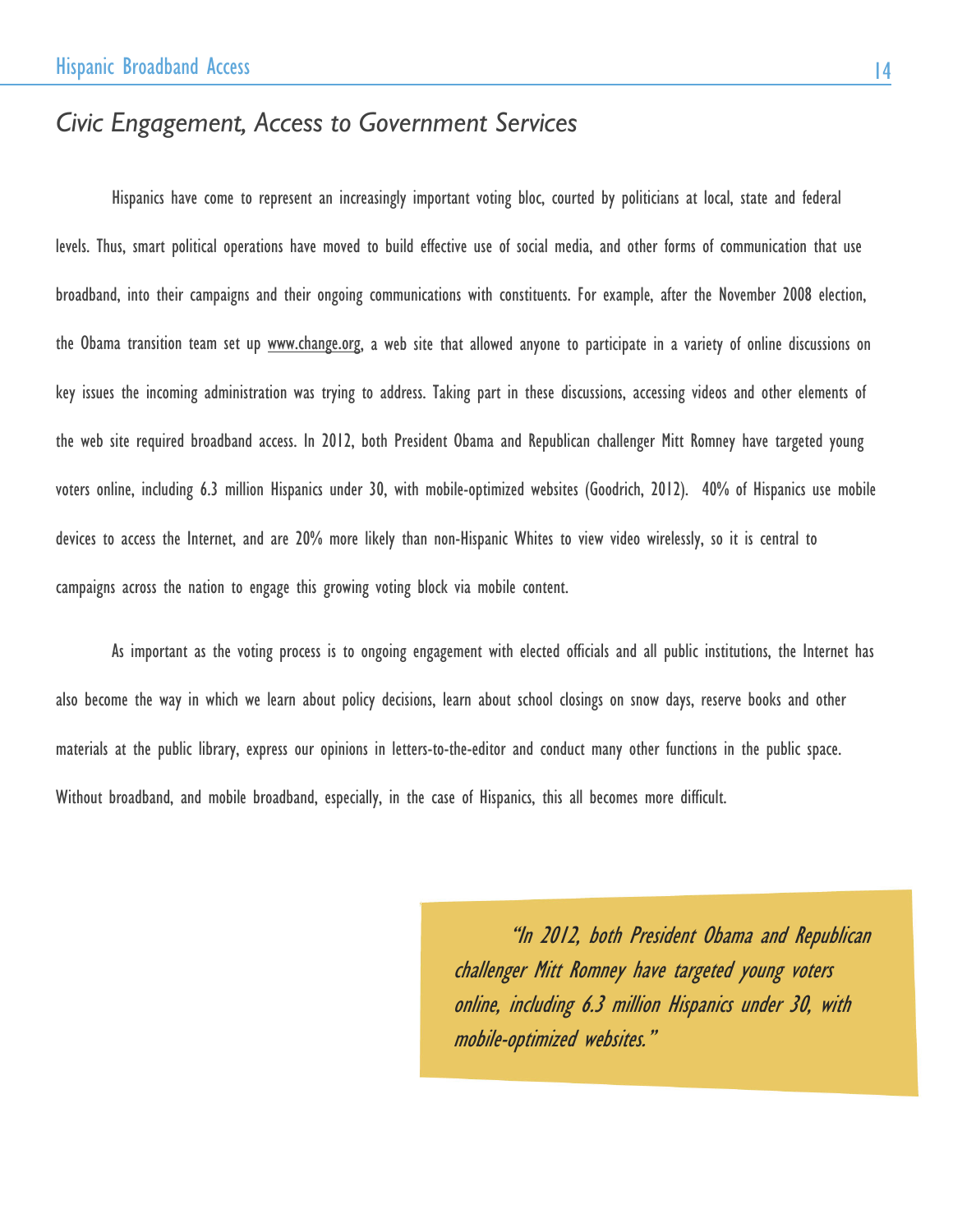## *Civic Engagement, Access to Government Services*

Hispanics have come to represent an increasingly important voting bloc, courted by politicians at local, state and federal levels. Thus, smart political operations have moved to build effective use of social media, and other forms of communication that use broadband, into their campaigns and their ongoing communications with constituents. For example, after the November 2008 election, the Obama transition team set up www.change.org, a web site that allowed anyone to participate in a variety of online discussions on key issues the incoming administration was trying to address. Taking part in these discussions, accessing videos and other elements of the web site required broadband access. In 2012, both President Obama and Republican challenger Mitt Romney have targeted young voters online, including 6.3 million Hispanics under 30, with mobile-optimized websites (Goodrich, 2012). 40% of Hispanics use mobile devices to access the Internet, and are 20% more likely than non-Hispanic Whites to view video wirelessly, so it is central to campaigns across the nation to engage this growing voting block via mobile content.

As important as the voting process is to ongoing engagement with elected officials and all public institutions, the Internet has also become the way in which we learn about policy decisions, learn about school closings on snow days, reserve books and other materials at the public library, express our opinions in letters-to-the-editor and conduct many other functions in the public space. Without broadband, and mobile broadband, especially, in the case of Hispanics, this all becomes more difficult.

> *"In 2012, both President Obama and Republican challenger Mitt Romney have targeted young voters online, including 6.3 million Hispanics under 30, with mobile-optimized websites."*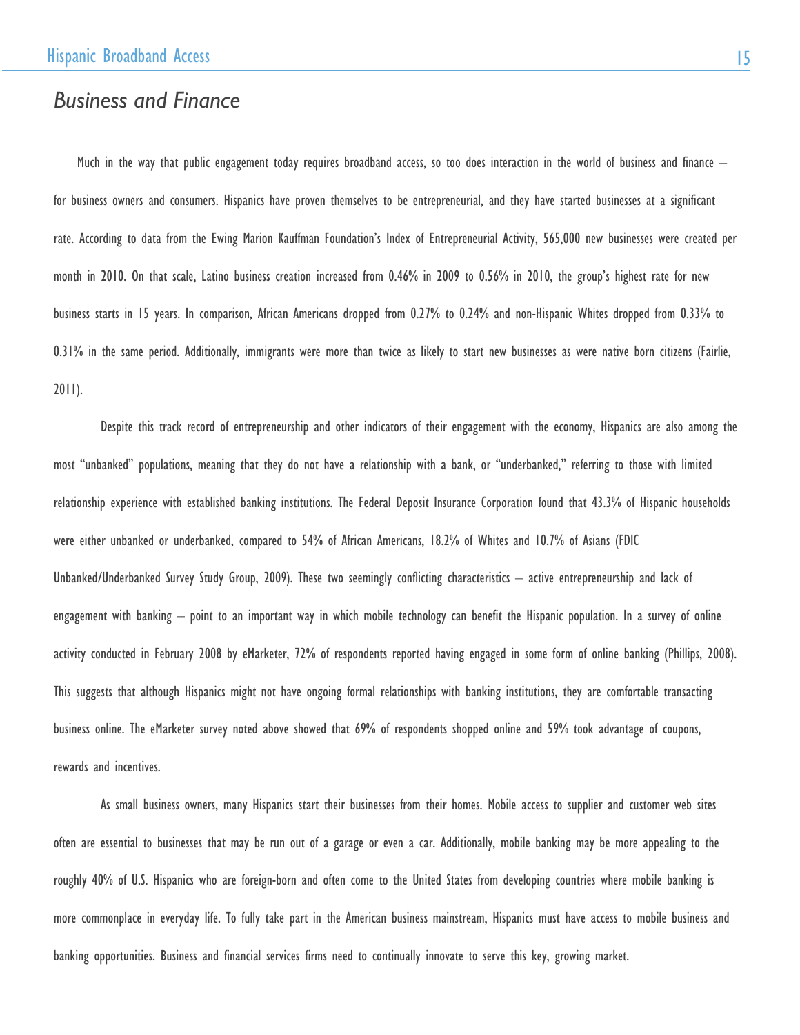## *Business and Finance*

Much in the way that public engagement today requires broadband access, so too does interaction in the world of business and finance – for business owners and consumers. Hispanics have proven themselves to be entrepreneurial, and they have started businesses at a significant rate. According to data from the Ewing Marion Kauffman Foundation's Index of Entrepreneurial Activity, 565,000 new businesses were created per month in 2010. On that scale, Latino business creation increased from 0.46% in 2009 to 0.56% in 2010, the group's highest rate for new business starts in 15 years. In comparison, African Americans dropped from 0.27% to 0.24% and non-Hispanic Whites dropped from 0.33% to 0.31% in the same period. Additionally, immigrants were more than twice as likely to start new businesses as were native born citizens (Fairlie, 2011).

Despite this track record of entrepreneurship and other indicators of their engagement with the economy, Hispanics are also among the most "unbanked" populations, meaning that they do not have a relationship with a bank, or "underbanked," referring to those with limited relationship experience with established banking institutions. The Federal Deposit Insurance Corporation found that 43.3% of Hispanic households were either unbanked or underbanked, compared to 54% of African Americans, 18.2% of Whites and 10.7% of Asians (FDIC Unbanked/Underbanked Survey Study Group, 2009). These two seemingly conflicting characteristics – active entrepreneurship and lack of engagement with banking – point to an important way in which mobile technology can benefit the Hispanic population. In a survey of online activity conducted in February 2008 by eMarketer, 72% of respondents reported having engaged in some form of online banking (Phillips, 2008). This suggests that although Hispanics might not have ongoing formal relationships with banking institutions, they are comfortable transacting business online. The eMarketer survey noted above showed that 69% of respondents shopped online and 59% took advantage of coupons, rewards and incentives.

As small business owners, many Hispanics start their businesses from their homes. Mobile access to supplier and customer web sites often are essential to businesses that may be run out of a garage or even a car. Additionally, mobile banking may be more appealing to the roughly 40% of U.S. Hispanics who are foreign-born and often come to the United States from developing countries where mobile banking is more commonplace in everyday life. To fully take part in the American business mainstream, Hispanics must have access to mobile business and banking opportunities. Business and financial services firms need to continually innovate to serve this key, growing market.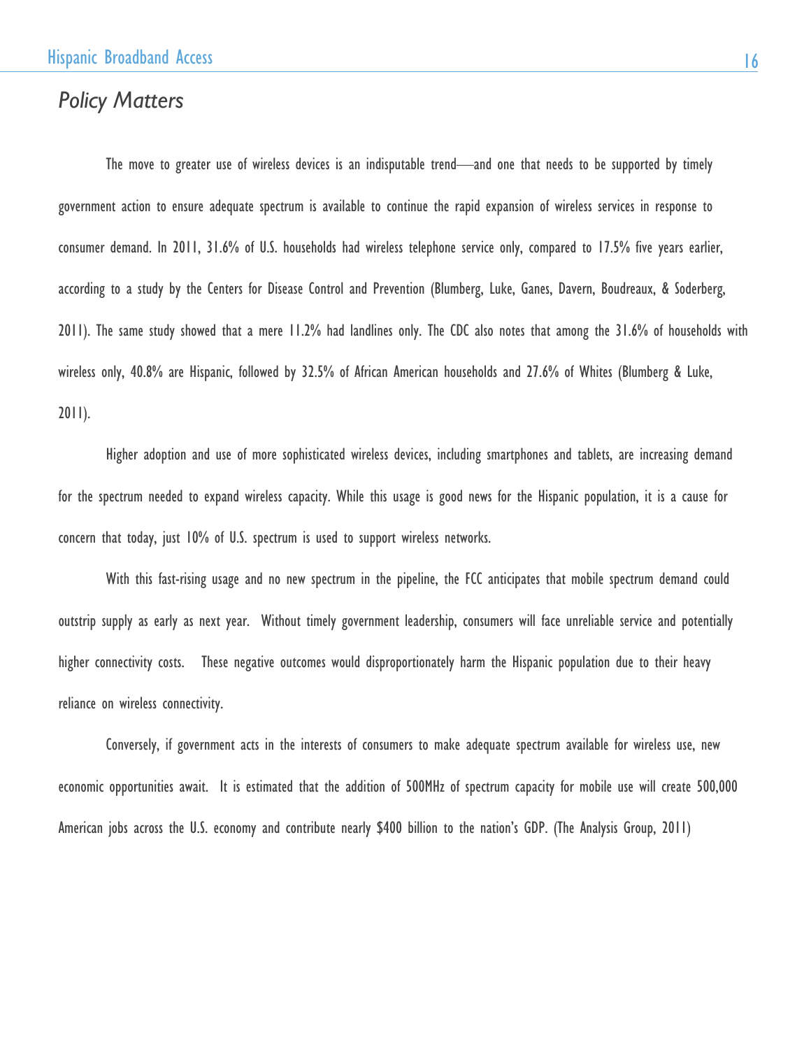## *Policy Matters*

The move to greater use of wireless devices is an indisputable trend—and one that needs to be supported by timely government action to ensure adequate spectrum is available to continue the rapid expansion of wireless services in response to consumer demand. In 2011, 31.6% of U.S. households had wireless telephone service only, compared to 17.5% five years earlier, according to a study by the Centers for Disease Control and Prevention (Blumberg, Luke, Ganes, Davern, Boudreaux, & Soderberg, 2011). The same study showed that a mere 11.2% had landlines only. The CDC also notes that among the 31.6% of households with wireless only, 40.8% are Hispanic, followed by 32.5% of African American households and 27.6% of Whites (Blumberg & Luke, 2011).

Higher adoption and use of more sophisticated wireless devices, including smartphones and tablets, are increasing demand for the spectrum needed to expand wireless capacity. While this usage is good news for the Hispanic population, it is a cause for concern that today, just 10% of U.S. spectrum is used to support wireless networks.

With this fast-rising usage and no new spectrum in the pipeline, the FCC anticipates that mobile spectrum demand could outstrip supply as early as next year. Without timely government leadership, consumers will face unreliable service and potentially higher connectivity costs. These negative outcomes would disproportionately harm the Hispanic population due to their heavy reliance on wireless connectivity.

Conversely, if government acts in the interests of consumers to make adequate spectrum available for wireless use, new economic opportunities await. It is estimated that the addition of 500MHz of spectrum capacity for mobile use will create 500,000 American jobs across the U.S. economy and contribute nearly $400 billion to the nation's GDP. (The Analysis Group, 2011)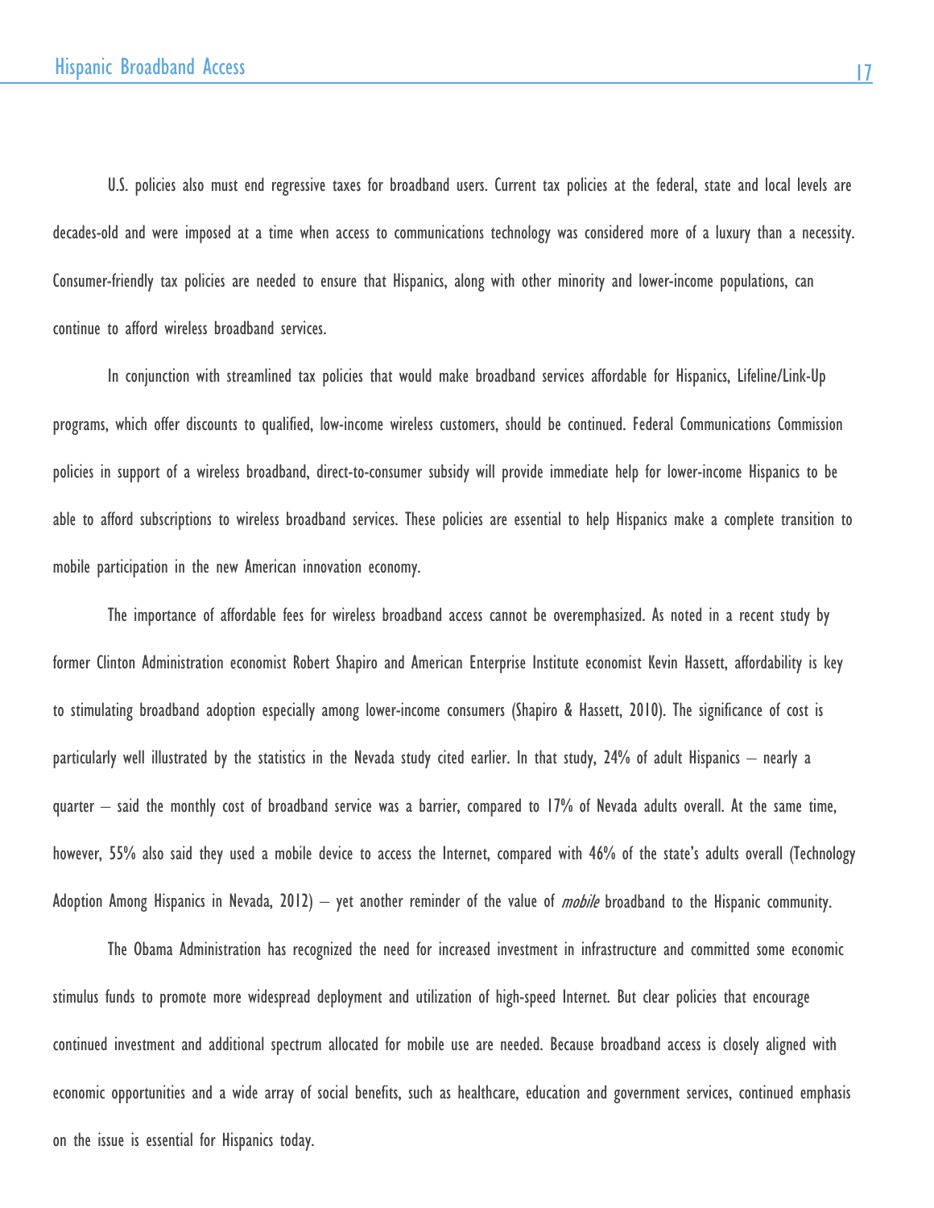U.S. policies also must end regressive taxes for broadband users. Current tax policies at the federal, state and local levels are decades-old and were imposed at a time when access to communications technology was considered more of a luxury than a necessity. Consumer-friendly tax policies are needed to ensure that Hispanics, along with other minority and lower-income populations, can continue to afford wireless broadband services.

In conjunction with streamlined tax policies that would make broadband services affordable for Hispanics, Lifeline/Link-Up programs, which offer discounts to qualified, low-income wireless customers, should be continued. Federal Communications Commission policies in support of a wireless broadband, direct-to-consumer subsidy will provide immediate help for lower-income Hispanics to be able to afford subscriptions to wireless broadband services. These policies are essential to help Hispanics make a complete transition to mobile participation in the new American innovation economy.

The importance of affordable fees for wireless broadband access cannot be overemphasized. As noted in a recent study by former Clinton Administration economist Robert Shapiro and American Enterprise Institute economist Kevin Hassett, affordability is key to stimulating broadband adoption especially among lower-income consumers (Shapiro & Hassett, 2010). The significance of cost is particularly well illustrated by the statistics in the Nevada study cited earlier. In that study, 24% of adult Hispanics – nearly a quarter – said the monthly cost of broadband service was a barrier, compared to 17% of Nevada adults overall. At the same time, however, 55% also said they used a mobile device to access the Internet, compared with 46% of the state's adults overall (Technology Adoption Among Hispanics in Nevada, 2012) – yet another reminder of the value of *mobile* broadband to the Hispanic community.

The Obama Administration has recognized the need for increased investment in infrastructure and committed some economic stimulus funds to promote more widespread deployment and utilization of high-speed Internet. But clear policies that encourage continued investment and additional spectrum allocated for mobile use are needed. Because broadband access is closely aligned with economic opportunities and a wide array of social benefits, such as healthcare, education and government services, continued emphasis on the issue is essential for Hispanics today.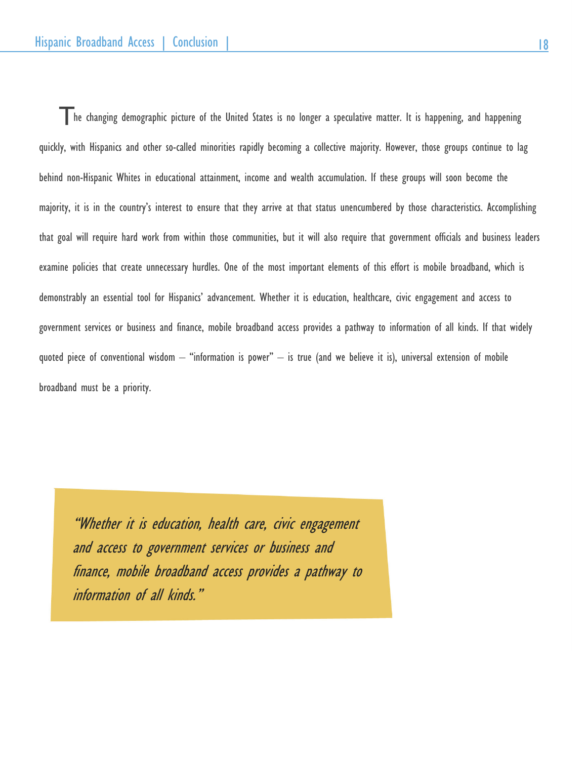The changing demographic picture of the United States is no longer a speculative matter. It is happening, and happening quickly, with Hispanics and other so-called minorities rapidly becoming a collective majority. However, those groups continue to lag behind non-Hispanic Whites in educational attainment, income and wealth accumulation. If these groups will soon become the majority, it is in the country's interest to ensure that they arrive at that status unencumbered by those characteristics. Accomplishing that goal will require hard work from within those communities, but it will also require that government officials and business leaders examine policies that create unnecessary hurdles. One of the most important elements of this effort is mobile broadband, which is demonstrably an essential tool for Hispanics' advancement. Whether it is education, healthcare, civic engagement and access to government services or business and finance, mobile broadband access provides a pathway to information of all kinds. If that widely quoted piece of conventional wisdom – "information is power" – is true (and we believe it is), universal extension of mobile broadband must be a priority.

> *"Whether it is education, health care, civic engagement and access to government services or business and finance, mobile broadband access provides a pathway to information of all kinds."*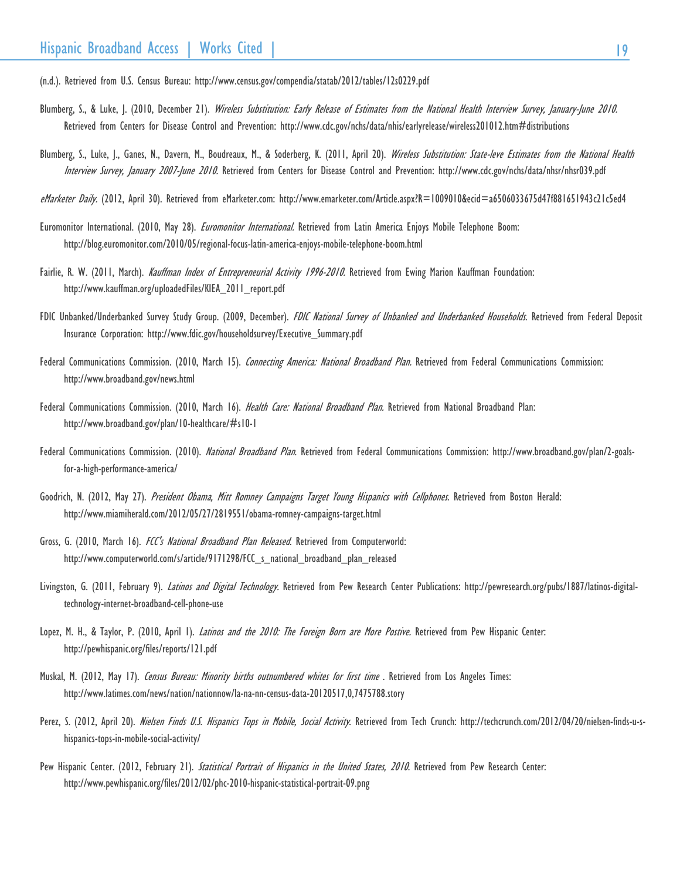(n.d.). Retrieved from U.S. Census Bureau: http://www.census.gov/compendia/statab/2012/tables/12s0229.pdf

Blumberg, S., & Luke, J. (2010, December 21). *Wireless Substitution: Early Release of Estimates from the National Health Interview Survey, January-June 2010*. Retrieved from Centers for Disease Control and Prevention: http://www.cdc.gov/nchs/data/nhis/earlyrelease/wireless201012.htm#distributions

Blumberg, S., Luke, J., Ganes, N., Davern, M., Boudreaux, M., & Soderberg, K. (2011, April 20). *Wireless Substitution: State-leve Estimates from the National Health Interview Survey, January 2007-June 2010*. Retrieved from Centers for Disease Control and Prevention: http://www.cdc.gov/nchs/data/nhsr/nhsr039.pdf

*eMarketer Daily*. (2012, April 30). Retrieved from eMarketer.com: http://www.emarketer.com/Article.aspx?R=1009010&ecid=a6506033675d47f881651943c21c5ed4

Euromonitor International. (2010, May 28). *Euromonitor International*. Retrieved from Latin America Enjoys Mobile Telephone Boom: http://blog.euromonitor.com/2010/05/regional-focus-latin-america-enjoys-mobile-telephone-boom.html

Fairlie, R. W. (2011, March). *Kauffman Index of Entrepreneurial Activity 1996-2010*. Retrieved from Ewing Marion Kauffman Foundation: http://www.kauffman.org/uploadedFiles/KIEA_2011_report.pdf

FDIC Unbanked/Underbanked Survey Study Group. (2009, December). *FDIC National Survey of Unbanked and Underbanked Households*. Retrieved from Federal Deposit Insurance Corporation: http://www.fdic.gov/householdsurvey/Executive_Summary.pdf

Federal Communications Commission. (2010, March 15). *Connecting America: National Broadband Plan*. Retrieved from Federal Communications Commission: http://www.broadband.gov/news.html

Federal Communications Commission. (2010, March 16). *Health Care: National Broadband Plan*. Retrieved from National Broadband Plan: http://www.broadband.gov/plan/10-healthcare/#s10-1

Federal Communications Commission. (2010). *National Broadband Plan*. Retrieved from Federal Communications Commission: http://www.broadband.gov/plan/2-goals-for-a-high-performance-america/

Goodrich, N. (2012, May 27). *President Obama, Mitt Romney Campaigns Target Young Hispanics with Cellphones*. Retrieved from Boston Herald: http://www.miamiherald.com/2012/05/27/2819551/obama-romney-campaigns-target.html

Gross, G. (2010, March 16). *FCC's National Broadband Plan Released*. Retrieved from Computerworld: http://www.computerworld.com/s/article/9171298/FCC_s_national_broadband_plan_released

Livingston, G. (2011, February 9). *Latinos and Digital Technology*. Retrieved from Pew Research Center Publications: http://pewresearch.org/pubs/1887/latinos-digital-technology-internet-broadband-cell-phone-use

Lopez, M. H., & Taylor, P. (2010, April 1). *Latinos and the 2010: The Foreign Born are More Postive*. Retrieved from Pew Hispanic Center: http://pewhispanic.org/files/reports/121.pdf

Muskal, M. (2012, May 17). *Census Bureau: Minority births outnumbered whites for first time* . Retrieved from Los Angeles Times: http://www.latimes.com/news/nation/nationnow/la-na-nn-census-data-20120517,0,7475788.story

Perez, S. (2012, April 20). *Nielsen Finds U.S. Hispanics Tops in Mobile, Social Activity*. Retrieved from Tech Crunch: http://techcrunch.com/2012/04/20/nielsen-finds-u-s-hispanics-tops-in-mobile-social-activity/

Pew Hispanic Center. (2012, February 21). *Statistical Portrait of Hispanics in the United States, 2010*. Retrieved from Pew Research Center: http://www.pewhispanic.org/files/2012/02/phc-2010-hispanic-statistical-portrait-09.png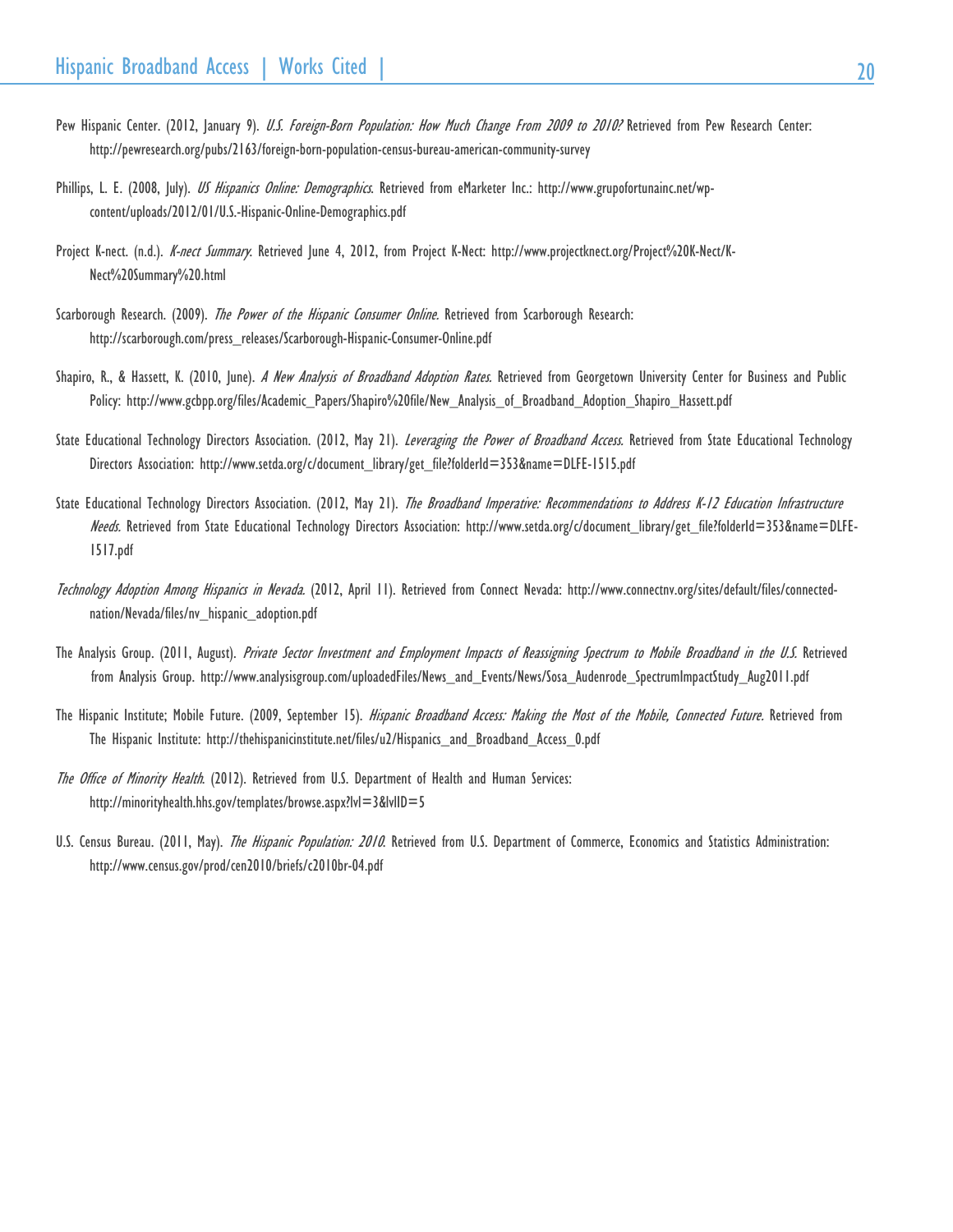Pew Hispanic Center. (2012, January 9). *U.S. Foreign-Born Population: How Much Change From 2009 to 2010?* Retrieved from Pew Research Center: http://pewresearch.org/pubs/2163/foreign-born-population-census-bureau-american-community-survey

Phillips, L. E. (2008, July). *US Hispanics Online: Demographics*. Retrieved from eMarketer Inc.: http://www.grupofortunainc.net/wp-content/uploads/2012/01/U.S.-Hispanic-Online-Demographics.pdf

Project K-nect. (n.d.). *K-nect Summary*. Retrieved June 4, 2012, from Project K-Nect: http://www.projectknect.org/Project%20K-Nect/K-Nect%20Summary%20.html

Scarborough Research. (2009). *The Power of the Hispanic Consumer Online*. Retrieved from Scarborough Research: http://scarborough.com/press_releases/Scarborough-Hispanic-Consumer-Online.pdf

Shapiro, R., & Hassett, K. (2010, June). *A New Analysis of Broadband Adoption Rates*. Retrieved from Georgetown University Center for Business and Public Policy: http://www.gcbpp.org/files/Academic_Papers/Shapiro%20file/New_Analysis_of_Broadband_Adoption_Shapiro_Hassett.pdf

State Educational Technology Directors Association. (2012, May 21). *Leveraging the Power of Broadband Access*. Retrieved from State Educational Technology Directors Association: http://www.setda.org/c/document_library/get_file?folderId=353&name=DLFE-1515.pdf

State Educational Technology Directors Association. (2012, May 21). *The Broadband Imperative: Recommendations to Address K-12 Education Infrastructure Needs*. Retrieved from State Educational Technology Directors Association: http://www.setda.org/c/document_library/get_file?folderId=353&name=DLFE-1517.pdf

*Technology Adoption Among Hispanics in Nevada*. (2012, April 11). Retrieved from Connect Nevada: http://www.connectnv.org/sites/default/files/connected-nation/Nevada/files/nv_hispanic_adoption.pdf

The Analysis Group. (2011, August). *Private Sector Investment and Employment Impacts of Reassigning Spectrum to Mobile Broadband in the U.S.* Retrieved from Analysis Group. http://www.analysisgroup.com/uploadedFiles/News_and_Events/News/Sosa_Audenrode_SpectrumImpactStudy_Aug2011.pdf

The Hispanic Institute; Mobile Future. (2009, September 15). *Hispanic Broadband Access: Making the Most of the Mobile, Connected Future*. Retrieved from The Hispanic Institute: http://thehispanicinstitute.net/files/u2/Hispanics_and_Broadband_Access_0.pdf

*The Office of Minority Health*. (2012). Retrieved from U.S. Department of Health and Human Services: http://minorityhealth.hhs.gov/templates/browse.aspx?lvl=3&lvlID=5

U.S. Census Bureau. (2011, May). *The Hispanic Population: 2010*. Retrieved from U.S. Department of Commerce, Economics and Statistics Administration: http://www.census.gov/prod/cen2010/briefs/c2010br-04.pdf